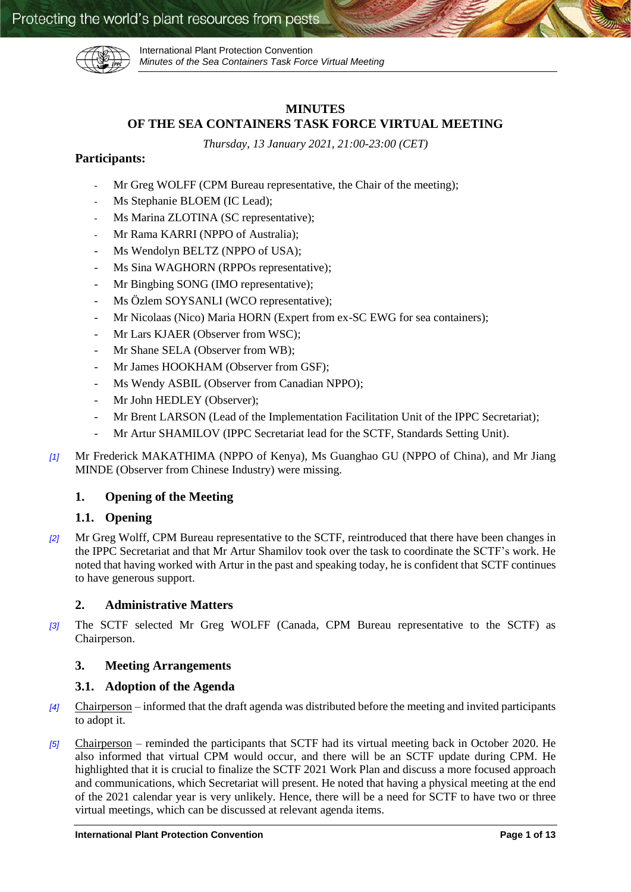# MINUTES
# OF THE SEA CONTAINERS TASK FORCE VIRTUAL MEETING

*Thursday, 13 January 2021, 21:00-23:00 (CET)*

**Participants:**

- Mr Greg WOLFF (CPM Bureau representative, the Chair of the meeting);
- Ms Stephanie BLOEM (IC Lead);
- Ms Marina ZLOTINA (SC representative);
- Mr Rama KARRI (NPPO of Australia);
- Ms Wendolyn BELTZ (NPPO of USA);
- Ms Sina WAGHORN (RPPOs representative);
- Mr Bingbing SONG (IMO representative);
- Ms Özlem SOYSANLI (WCO representative);
- Mr Nicolaas (Nico) Maria HORN (Expert from ex-SC EWG for sea containers);
- Mr Lars KJAER (Observer from WSC);
- Mr Shane SELA (Observer from WB);
- Mr James HOOKHAM (Observer from GSF);
- Ms Wendy ASBIL (Observer from Canadian NPPO);
- Mr John HEDLEY (Observer);
- Mr Brent LARSON (Lead of the Implementation Facilitation Unit of the IPPC Secretariat);
- Mr Artur SHAMILOV (IPPC Secretariat lead for the SCTF, Standards Setting Unit).

*[1]* Mr Frederick MAKATHIMA (NPPO of Kenya), Ms Guanghao GU (NPPO of China), and Mr Jiang MINDE (Observer from Chinese Industry) were missing.

## 1. Opening of the Meeting

### 1.1. Opening

*[2]* Mr Greg Wolff, CPM Bureau representative to the SCTF, reintroduced that there have been changes in the IPPC Secretariat and that Mr Artur Shamilov took over the task to coordinate the SCTF's work. He noted that having worked with Artur in the past and speaking today, he is confident that SCTF continues to have generous support.

## 2. Administrative Matters

*[3]* The SCTF selected Mr Greg WOLFF (Canada, CPM Bureau representative to the SCTF) as Chairperson.

## 3. Meeting Arrangements

### 3.1. Adoption of the Agenda

*[4]* Chairperson – informed that the draft agenda was distributed before the meeting and invited participants to adopt it.

*[5]* Chairperson – reminded the participants that SCTF had its virtual meeting back in October 2020. He also informed that virtual CPM would occur, and there will be an SCTF update during CPM. He highlighted that it is crucial to finalize the SCTF 2021 Work Plan and discuss a more focused approach and communications, which Secretariat will present. He noted that having a physical meeting at the end of the 2021 calendar year is very unlikely. Hence, there will be a need for SCTF to have two or three virtual meetings, which can be discussed at relevant agenda items.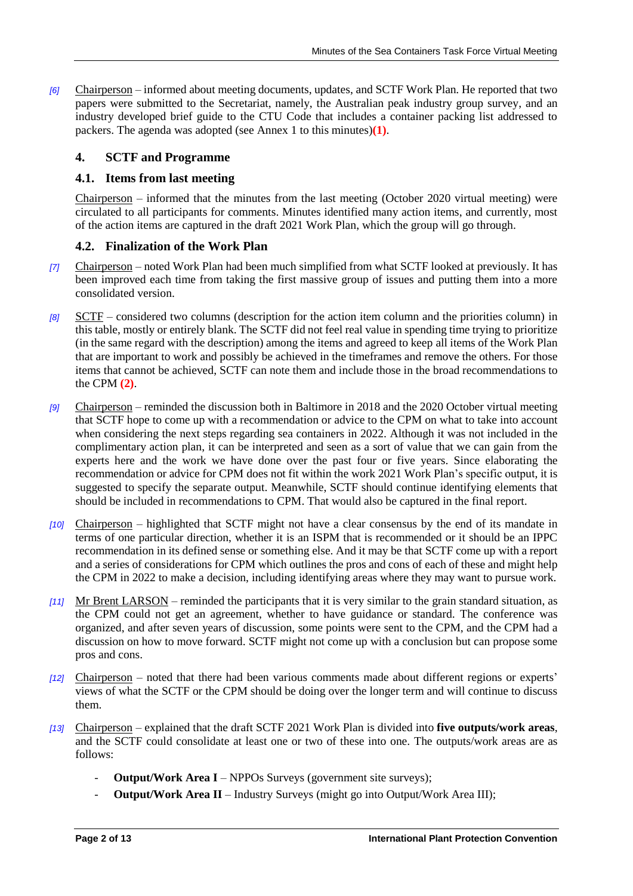*[6]* Chairperson – informed about meeting documents, updates, and SCTF Work Plan. He reported that two papers were submitted to the Secretariat, namely, the Australian peak industry group survey, and an industry developed brief guide to the CTU Code that includes a container packing list addressed to packers. The agenda was adopted (see Annex 1 to this minutes)**(1)**.

## 4. SCTF and Programme

### 4.1. Items from last meeting

Chairperson – informed that the minutes from the last meeting (October 2020 virtual meeting) were circulated to all participants for comments. Minutes identified many action items, and currently, most of the action items are captured in the draft 2021 Work Plan, which the group will go through.

### 4.2. Finalization of the Work Plan

*[7]* Chairperson – noted Work Plan had been much simplified from what SCTF looked at previously. It has been improved each time from taking the first massive group of issues and putting them into a more consolidated version.

*[8]* SCTF – considered two columns (description for the action item column and the priorities column) in this table, mostly or entirely blank. The SCTF did not feel real value in spending time trying to prioritize (in the same regard with the description) among the items and agreed to keep all items of the Work Plan that are important to work and possibly be achieved in the timeframes and remove the others. For those items that cannot be achieved, SCTF can note them and include those in the broad recommendations to the CPM **(2)**.

*[9]* Chairperson – reminded the discussion both in Baltimore in 2018 and the 2020 October virtual meeting that SCTF hope to come up with a recommendation or advice to the CPM on what to take into account when considering the next steps regarding sea containers in 2022. Although it was not included in the complimentary action plan, it can be interpreted and seen as a sort of value that we can gain from the experts here and the work we have done over the past four or five years. Since elaborating the recommendation or advice for CPM does not fit within the work 2021 Work Plan's specific output, it is suggested to specify the separate output. Meanwhile, SCTF should continue identifying elements that should be included in recommendations to CPM. That would also be captured in the final report.

*[10]* Chairperson – highlighted that SCTF might not have a clear consensus by the end of its mandate in terms of one particular direction, whether it is an ISPM that is recommended or it should be an IPPC recommendation in its defined sense or something else. And it may be that SCTF come up with a report and a series of considerations for CPM which outlines the pros and cons of each of these and might help the CPM in 2022 to make a decision, including identifying areas where they may want to pursue work.

*[11]* Mr Brent LARSON – reminded the participants that it is very similar to the grain standard situation, as the CPM could not get an agreement, whether to have guidance or standard. The conference was organized, and after seven years of discussion, some points were sent to the CPM, and the CPM had a discussion on how to move forward. SCTF might not come up with a conclusion but can propose some pros and cons.

*[12]* Chairperson – noted that there had been various comments made about different regions or experts' views of what the SCTF or the CPM should be doing over the longer term and will continue to discuss them.

*[13]* Chairperson – explained that the draft SCTF 2021 Work Plan is divided into **five outputs/work areas**, and the SCTF could consolidate at least one or two of these into one. The outputs/work areas are as follows:

- **Output/Work Area I** – NPPOs Surveys (government site surveys);
- **Output/Work Area II** – Industry Surveys (might go into Output/Work Area III);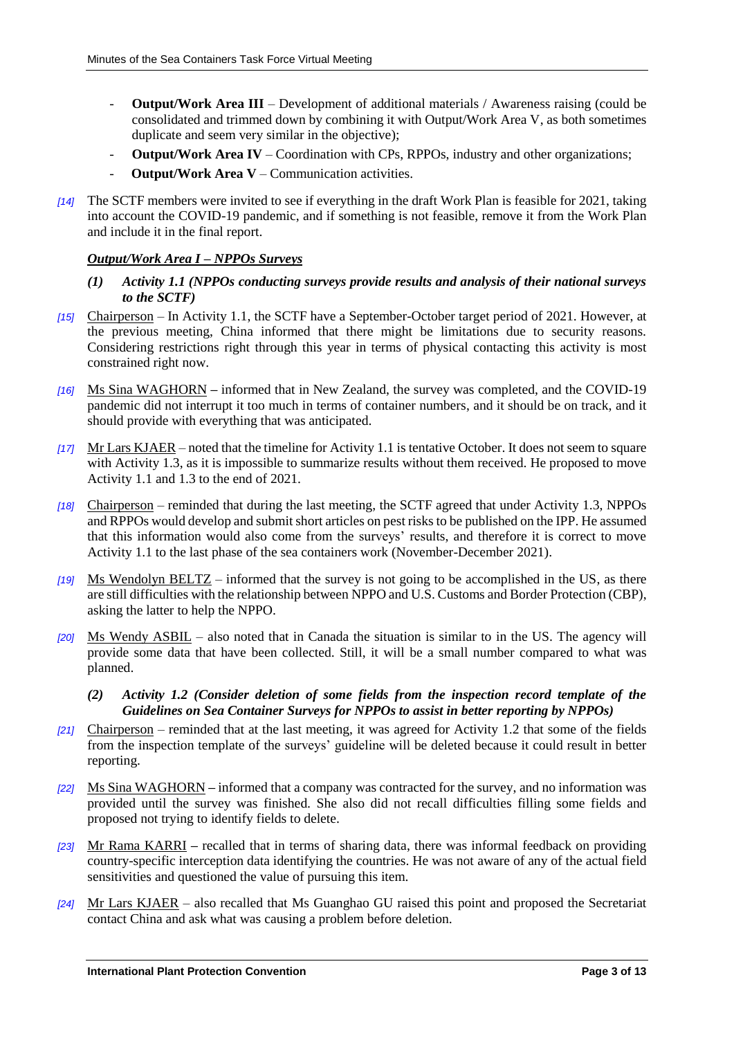- **Output/Work Area III** – Development of additional materials / Awareness raising (could be consolidated and trimmed down by combining it with Output/Work Area V, as both sometimes duplicate and seem very similar in the objective);
- **Output/Work Area IV** – Coordination with CPs, RPPOs, industry and other organizations;
- **Output/Work Area V** – Communication activities.

*[14]* The SCTF members were invited to see if everything in the draft Work Plan is feasible for 2021, taking into account the COVID-19 pandemic, and if something is not feasible, remove it from the Work Plan and include it in the final report.

***Output/Work Area I – NPPOs Surveys***

***(1) Activity 1.1 (NPPOs conducting surveys provide results and analysis of their national surveys to the SCTF)***

*[15]* Chairperson – In Activity 1.1, the SCTF have a September-October target period of 2021. However, at the previous meeting, China informed that there might be limitations due to security reasons. Considering restrictions right through this year in terms of physical contacting this activity is most constrained right now.

*[16]* Ms Sina WAGHORN – informed that in New Zealand, the survey was completed, and the COVID-19 pandemic did not interrupt it too much in terms of container numbers, and it should be on track, and it should provide with everything that was anticipated.

*[17]* Mr Lars KJAER – noted that the timeline for Activity 1.1 is tentative October. It does not seem to square with Activity 1.3, as it is impossible to summarize results without them received. He proposed to move Activity 1.1 and 1.3 to the end of 2021.

*[18]* Chairperson – reminded that during the last meeting, the SCTF agreed that under Activity 1.3, NPPOs and RPPOs would develop and submit short articles on pest risks to be published on the IPP. He assumed that this information would also come from the surveys' results, and therefore it is correct to move Activity 1.1 to the last phase of the sea containers work (November-December 2021).

*[19]* Ms Wendolyn BELTZ – informed that the survey is not going to be accomplished in the US, as there are still difficulties with the relationship between NPPO and U.S. Customs and Border Protection (CBP), asking the latter to help the NPPO.

*[20]* Ms Wendy ASBIL – also noted that in Canada the situation is similar to in the US. The agency will provide some data that have been collected. Still, it will be a small number compared to what was planned.

***(2) Activity 1.2 (Consider deletion of some fields from the inspection record template of the Guidelines on Sea Container Surveys for NPPOs to assist in better reporting by NPPOs)***

*[21]* Chairperson – reminded that at the last meeting, it was agreed for Activity 1.2 that some of the fields from the inspection template of the surveys' guideline will be deleted because it could result in better reporting.

*[22]* Ms Sina WAGHORN – informed that a company was contracted for the survey, and no information was provided until the survey was finished. She also did not recall difficulties filling some fields and proposed not trying to identify fields to delete.

*[23]* Mr Rama KARRI – recalled that in terms of sharing data, there was informal feedback on providing country-specific interception data identifying the countries. He was not aware of any of the actual field sensitivities and questioned the value of pursuing this item.

*[24]* Mr Lars KJAER – also recalled that Ms Guanghao GU raised this point and proposed the Secretariat contact China and ask what was causing a problem before deletion.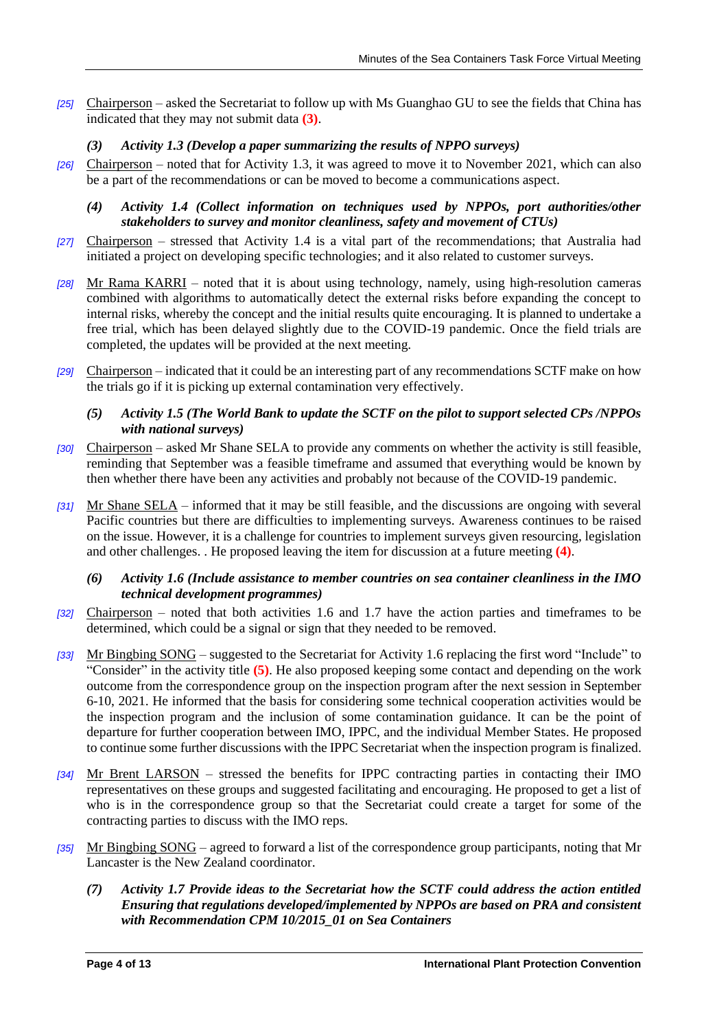*[25]* Chairperson – asked the Secretariat to follow up with Ms Guanghao GU to see the fields that China has indicated that they may not submit data **(3)**.

***(3) Activity 1.3 (Develop a paper summarizing the results of NPPO surveys)***

*[26]* Chairperson – noted that for Activity 1.3, it was agreed to move it to November 2021, which can also be a part of the recommendations or can be moved to become a communications aspect.

***(4) Activity 1.4 (Collect information on techniques used by NPPOs, port authorities/other stakeholders to survey and monitor cleanliness, safety and movement of CTUs)***

*[27]* Chairperson – stressed that Activity 1.4 is a vital part of the recommendations; that Australia had initiated a project on developing specific technologies; and it also related to customer surveys.

*[28]* Mr Rama KARRI – noted that it is about using technology, namely, using high-resolution cameras combined with algorithms to automatically detect the external risks before expanding the concept to internal risks, whereby the concept and the initial results quite encouraging. It is planned to undertake a free trial, which has been delayed slightly due to the COVID-19 pandemic. Once the field trials are completed, the updates will be provided at the next meeting.

*[29]* Chairperson – indicated that it could be an interesting part of any recommendations SCTF make on how the trials go if it is picking up external contamination very effectively.

***(5) Activity 1.5 (The World Bank to update the SCTF on the pilot to support selected CPs /NPPOs with national surveys)***

*[30]* Chairperson – asked Mr Shane SELA to provide any comments on whether the activity is still feasible, reminding that September was a feasible timeframe and assumed that everything would be known by then whether there have been any activities and probably not because of the COVID-19 pandemic.

*[31]* Mr Shane SELA – informed that it may be still feasible, and the discussions are ongoing with several Pacific countries but there are difficulties to implementing surveys. Awareness continues to be raised on the issue. However, it is a challenge for countries to implement surveys given resourcing, legislation and other challenges. . He proposed leaving the item for discussion at a future meeting **(4)**.

***(6) Activity 1.6 (Include assistance to member countries on sea container cleanliness in the IMO technical development programmes)***

*[32]* Chairperson – noted that both activities 1.6 and 1.7 have the action parties and timeframes to be determined, which could be a signal or sign that they needed to be removed.

*[33]* Mr Bingbing SONG – suggested to the Secretariat for Activity 1.6 replacing the first word "Include" to "Consider" in the activity title **(5)**. He also proposed keeping some contact and depending on the work outcome from the correspondence group on the inspection program after the next session in September 6-10, 2021. He informed that the basis for considering some technical cooperation activities would be the inspection program and the inclusion of some contamination guidance. It can be the point of departure for further cooperation between IMO, IPPC, and the individual Member States. He proposed to continue some further discussions with the IPPC Secretariat when the inspection program is finalized.

*[34]* Mr Brent LARSON – stressed the benefits for IPPC contracting parties in contacting their IMO representatives on these groups and suggested facilitating and encouraging. He proposed to get a list of who is in the correspondence group so that the Secretariat could create a target for some of the contracting parties to discuss with the IMO reps.

*[35]* Mr Bingbing SONG – agreed to forward a list of the correspondence group participants, noting that Mr Lancaster is the New Zealand coordinator.

***(7) Activity 1.7 Provide ideas to the Secretariat how the SCTF could address the action entitled Ensuring that regulations developed/implemented by NPPOs are based on PRA and consistent with Recommendation CPM 10/2015_01 on Sea Containers***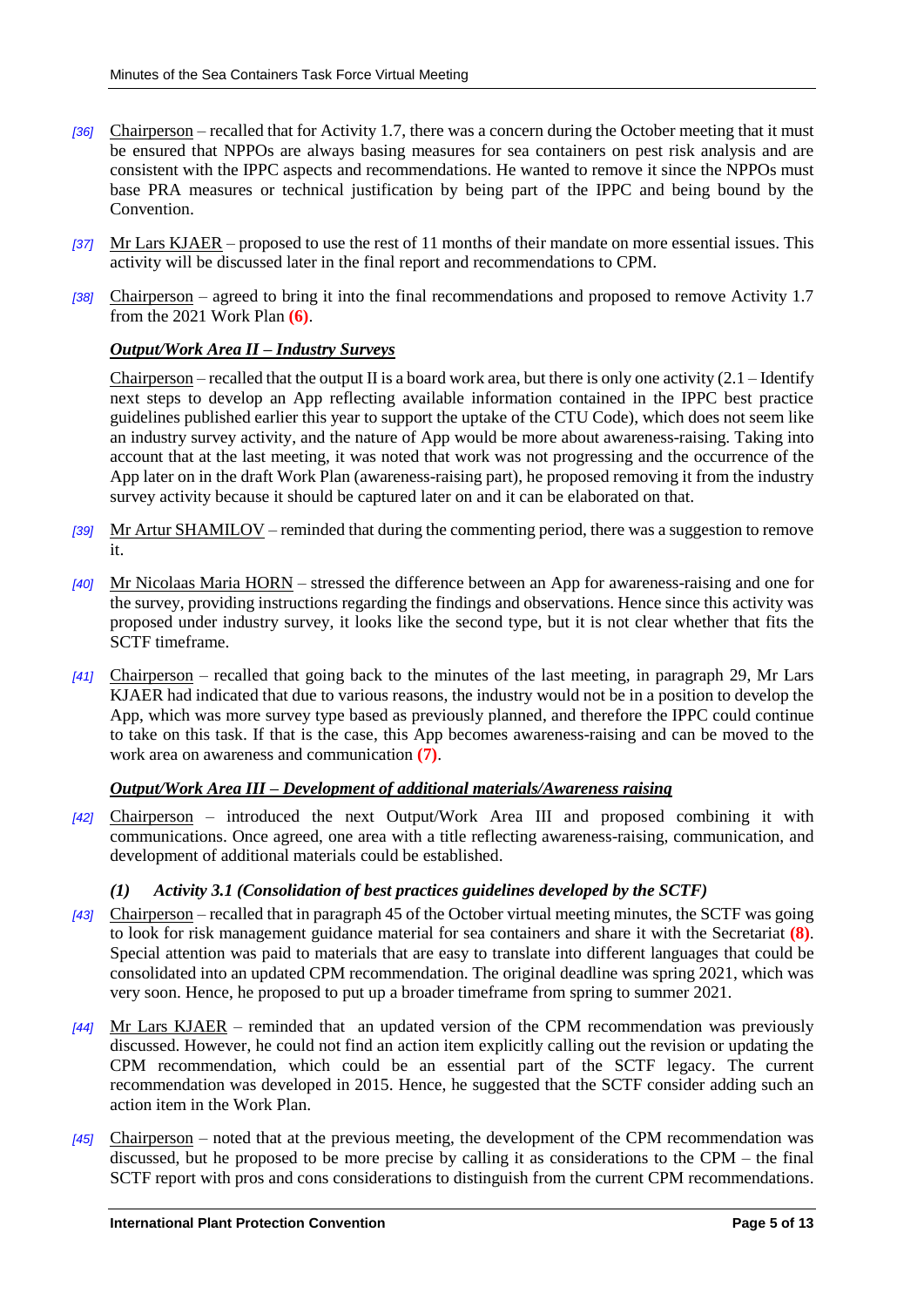*[36]* Chairperson – recalled that for Activity 1.7, there was a concern during the October meeting that it must be ensured that NPPOs are always basing measures for sea containers on pest risk analysis and are consistent with the IPPC aspects and recommendations. He wanted to remove it since the NPPOs must base PRA measures or technical justification by being part of the IPPC and being bound by the Convention.

*[37]* Mr Lars KJAER – proposed to use the rest of 11 months of their mandate on more essential issues. This activity will be discussed later in the final report and recommendations to CPM.

*[38]* Chairperson – agreed to bring it into the final recommendations and proposed to remove Activity 1.7 from the 2021 Work Plan **(6)**.

***Output/Work Area II – Industry Surveys***

Chairperson – recalled that the output II is a board work area, but there is only one activity (2.1 – Identify next steps to develop an App reflecting available information contained in the IPPC best practice guidelines published earlier this year to support the uptake of the CTU Code), which does not seem like an industry survey activity, and the nature of App would be more about awareness-raising. Taking into account that at the last meeting, it was noted that work was not progressing and the occurrence of the App later on in the draft Work Plan (awareness-raising part), he proposed removing it from the industry survey activity because it should be captured later on and it can be elaborated on that.

*[39]* Mr Artur SHAMILOV – reminded that during the commenting period, there was a suggestion to remove it.

*[40]* Mr Nicolaas Maria HORN – stressed the difference between an App for awareness-raising and one for the survey, providing instructions regarding the findings and observations. Hence since this activity was proposed under industry survey, it looks like the second type, but it is not clear whether that fits the SCTF timeframe.

*[41]* Chairperson – recalled that going back to the minutes of the last meeting, in paragraph 29, Mr Lars KJAER had indicated that due to various reasons, the industry would not be in a position to develop the App, which was more survey type based as previously planned, and therefore the IPPC could continue to take on this task. If that is the case, this App becomes awareness-raising and can be moved to the work area on awareness and communication **(7)**.

***Output/Work Area III – Development of additional materials/Awareness raising***

*[42]* Chairperson – introduced the next Output/Work Area III and proposed combining it with communications. Once agreed, one area with a title reflecting awareness-raising, communication, and development of additional materials could be established.

***(1) Activity 3.1 (Consolidation of best practices guidelines developed by the SCTF)***

*[43]* Chairperson – recalled that in paragraph 45 of the October virtual meeting minutes, the SCTF was going to look for risk management guidance material for sea containers and share it with the Secretariat **(8)**. Special attention was paid to materials that are easy to translate into different languages that could be consolidated into an updated CPM recommendation. The original deadline was spring 2021, which was very soon. Hence, he proposed to put up a broader timeframe from spring to summer 2021.

*[44]* Mr Lars KJAER – reminded that an updated version of the CPM recommendation was previously discussed. However, he could not find an action item explicitly calling out the revision or updating the CPM recommendation, which could be an essential part of the SCTF legacy. The current recommendation was developed in 2015. Hence, he suggested that the SCTF consider adding such an action item in the Work Plan.

*[45]* Chairperson – noted that at the previous meeting, the development of the CPM recommendation was discussed, but he proposed to be more precise by calling it as considerations to the CPM – the final SCTF report with pros and cons considerations to distinguish from the current CPM recommendations.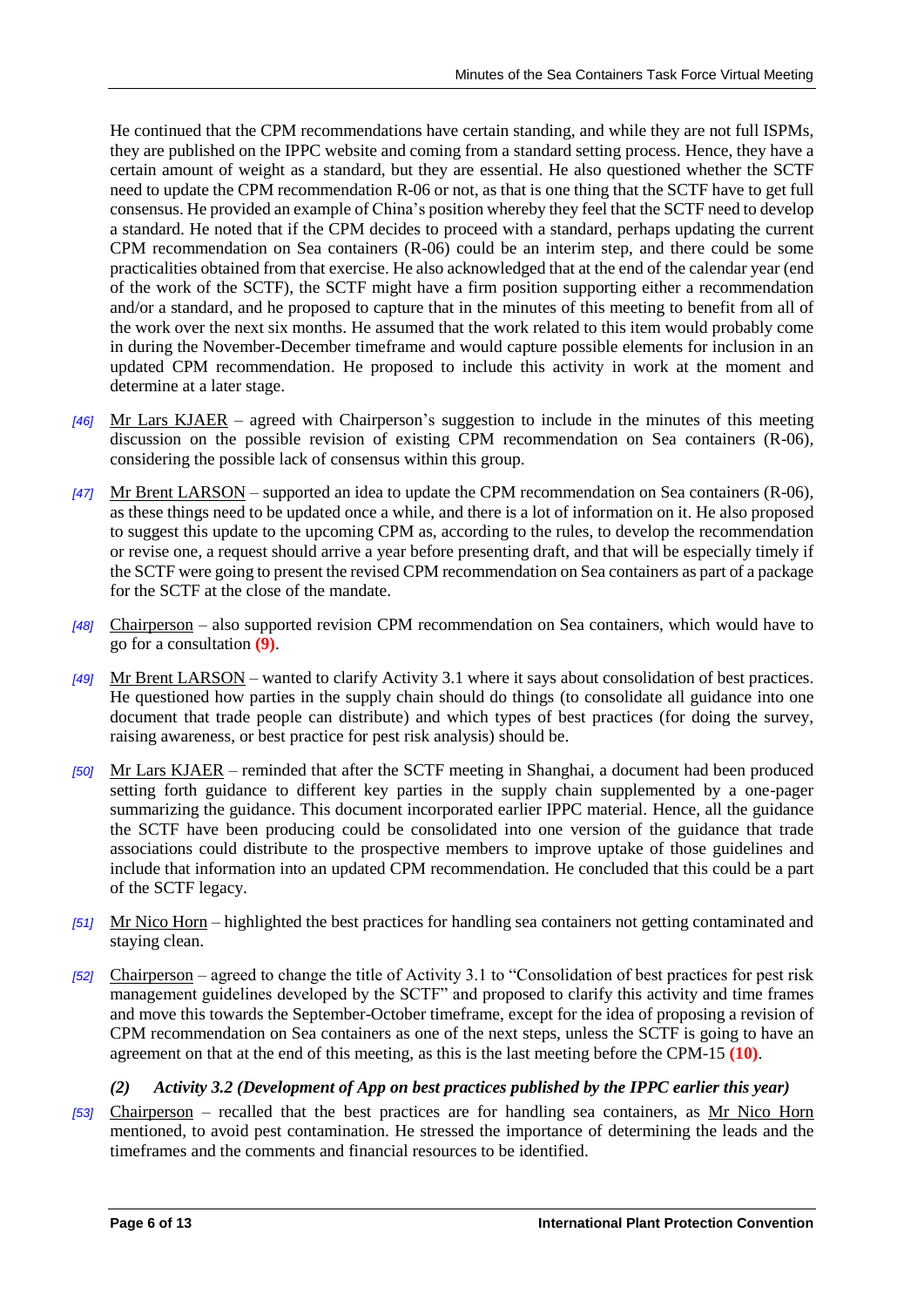He continued that the CPM recommendations have certain standing, and while they are not full ISPMs, they are published on the IPPC website and coming from a standard setting process. Hence, they have a certain amount of weight as a standard, but they are essential. He also questioned whether the SCTF need to update the CPM recommendation R-06 or not, as that is one thing that the SCTF have to get full consensus. He provided an example of China's position whereby they feel that the SCTF need to develop a standard. He noted that if the CPM decides to proceed with a standard, perhaps updating the current CPM recommendation on Sea containers (R-06) could be an interim step, and there could be some practicalities obtained from that exercise. He also acknowledged that at the end of the calendar year (end of the work of the SCTF), the SCTF might have a firm position supporting either a recommendation and/or a standard, and he proposed to capture that in the minutes of this meeting to benefit from all of the work over the next six months. He assumed that the work related to this item would probably come in during the November-December timeframe and would capture possible elements for inclusion in an updated CPM recommendation. He proposed to include this activity in work at the moment and determine at a later stage.

*[46]* Mr Lars KJAER – agreed with Chairperson's suggestion to include in the minutes of this meeting discussion on the possible revision of existing CPM recommendation on Sea containers (R-06), considering the possible lack of consensus within this group.

*[47]* Mr Brent LARSON – supported an idea to update the CPM recommendation on Sea containers (R-06), as these things need to be updated once a while, and there is a lot of information on it. He also proposed to suggest this update to the upcoming CPM as, according to the rules, to develop the recommendation or revise one, a request should arrive a year before presenting draft, and that will be especially timely if the SCTF were going to present the revised CPM recommendation on Sea containers as part of a package for the SCTF at the close of the mandate.

*[48]* Chairperson – also supported revision CPM recommendation on Sea containers, which would have to go for a consultation **(9)**.

*[49]* Mr Brent LARSON – wanted to clarify Activity 3.1 where it says about consolidation of best practices. He questioned how parties in the supply chain should do things (to consolidate all guidance into one document that trade people can distribute) and which types of best practices (for doing the survey, raising awareness, or best practice for pest risk analysis) should be.

*[50]* Mr Lars KJAER – reminded that after the SCTF meeting in Shanghai, a document had been produced setting forth guidance to different key parties in the supply chain supplemented by a one-pager summarizing the guidance. This document incorporated earlier IPPC material. Hence, all the guidance the SCTF have been producing could be consolidated into one version of the guidance that trade associations could distribute to the prospective members to improve uptake of those guidelines and include that information into an updated CPM recommendation. He concluded that this could be a part of the SCTF legacy.

*[51]* Mr Nico Horn – highlighted the best practices for handling sea containers not getting contaminated and staying clean.

*[52]* Chairperson – agreed to change the title of Activity 3.1 to "Consolidation of best practices for pest risk management guidelines developed by the SCTF" and proposed to clarify this activity and time frames and move this towards the September-October timeframe, except for the idea of proposing a revision of CPM recommendation on Sea containers as one of the next steps, unless the SCTF is going to have an agreement on that at the end of this meeting, as this is the last meeting before the CPM-15 **(10)**.

#### *(2) Activity 3.2 (Development of App on best practices published by the IPPC earlier this year)*

*[53]* Chairperson – recalled that the best practices are for handling sea containers, as Mr Nico Horn mentioned, to avoid pest contamination. He stressed the importance of determining the leads and the timeframes and the comments and financial resources to be identified.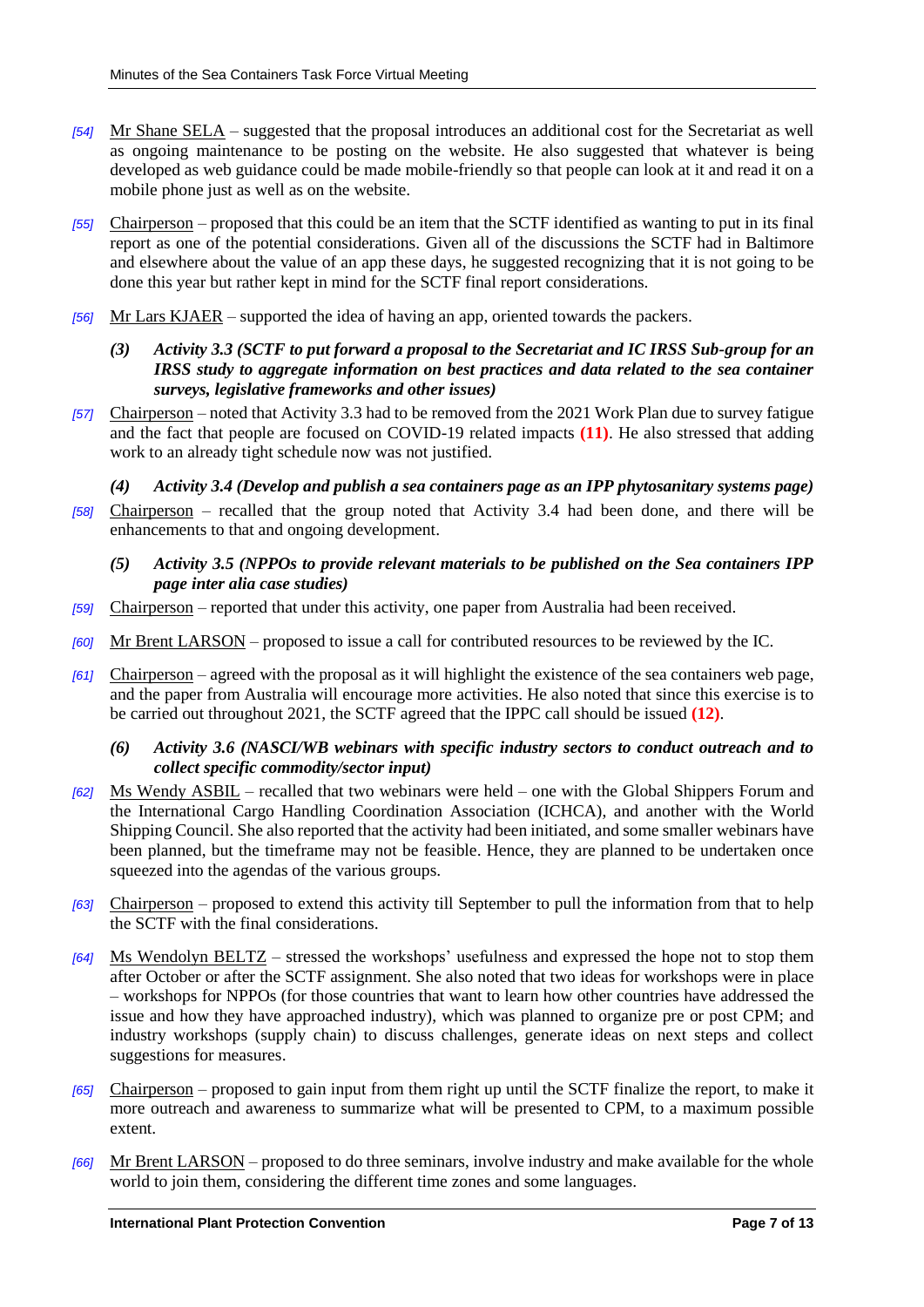*[54]* Mr Shane SELA – suggested that the proposal introduces an additional cost for the Secretariat as well as ongoing maintenance to be posting on the website. He also suggested that whatever is being developed as web guidance could be made mobile-friendly so that people can look at it and read it on a mobile phone just as well as on the website.

*[55]* Chairperson – proposed that this could be an item that the SCTF identified as wanting to put in its final report as one of the potential considerations. Given all of the discussions the SCTF had in Baltimore and elsewhere about the value of an app these days, he suggested recognizing that it is not going to be done this year but rather kept in mind for the SCTF final report considerations.

*[56]* Mr Lars KJAER – supported the idea of having an app, oriented towards the packers.

***(3) Activity 3.3 (SCTF to put forward a proposal to the Secretariat and IC IRSS Sub-group for an IRSS study to aggregate information on best practices and data related to the sea container surveys, legislative frameworks and other issues)***

*[57]* Chairperson – noted that Activity 3.3 had to be removed from the 2021 Work Plan due to survey fatigue and the fact that people are focused on COVID-19 related impacts **(11)**. He also stressed that adding work to an already tight schedule now was not justified.

***(4) Activity 3.4 (Develop and publish a sea containers page as an IPP phytosanitary systems page)***

*[58]* Chairperson – recalled that the group noted that Activity 3.4 had been done, and there will be enhancements to that and ongoing development.

***(5) Activity 3.5 (NPPOs to provide relevant materials to be published on the Sea containers IPP page inter alia case studies)***

*[59]* Chairperson – reported that under this activity, one paper from Australia had been received.

*[60]* Mr Brent LARSON – proposed to issue a call for contributed resources to be reviewed by the IC.

*[61]* Chairperson – agreed with the proposal as it will highlight the existence of the sea containers web page, and the paper from Australia will encourage more activities. He also noted that since this exercise is to be carried out throughout 2021, the SCTF agreed that the IPPC call should be issued **(12)**.

***(6) Activity 3.6 (NASCI/WB webinars with specific industry sectors to conduct outreach and to collect specific commodity/sector input)***

*[62]* Ms Wendy ASBIL – recalled that two webinars were held – one with the Global Shippers Forum and the International Cargo Handling Coordination Association (ICHCA), and another with the World Shipping Council. She also reported that the activity had been initiated, and some smaller webinars have been planned, but the timeframe may not be feasible. Hence, they are planned to be undertaken once squeezed into the agendas of the various groups.

*[63]* Chairperson – proposed to extend this activity till September to pull the information from that to help the SCTF with the final considerations.

*[64]* Ms Wendolyn BELTZ – stressed the workshops' usefulness and expressed the hope not to stop them after October or after the SCTF assignment. She also noted that two ideas for workshops were in place – workshops for NPPOs (for those countries that want to learn how other countries have addressed the issue and how they have approached industry), which was planned to organize pre or post CPM; and industry workshops (supply chain) to discuss challenges, generate ideas on next steps and collect suggestions for measures.

*[65]* Chairperson – proposed to gain input from them right up until the SCTF finalize the report, to make it more outreach and awareness to summarize what will be presented to CPM, to a maximum possible extent.

*[66]* Mr Brent LARSON – proposed to do three seminars, involve industry and make available for the whole world to join them, considering the different time zones and some languages.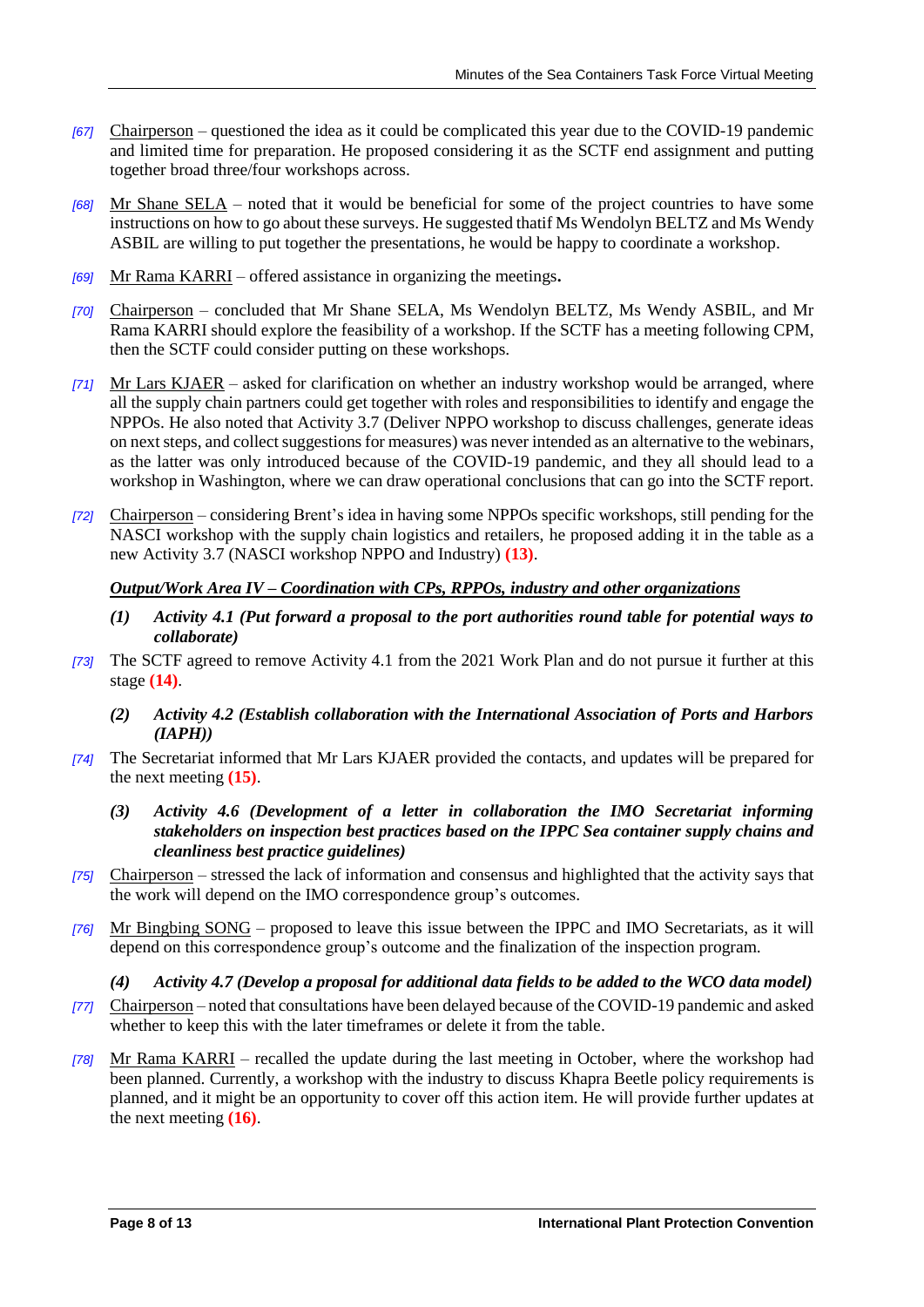*[67]* Chairperson – questioned the idea as it could be complicated this year due to the COVID-19 pandemic and limited time for preparation. He proposed considering it as the SCTF end assignment and putting together broad three/four workshops across.

*[68]* Mr Shane SELA – noted that it would be beneficial for some of the project countries to have some instructions on how to go about these surveys. He suggested thatif Ms Wendolyn BELTZ and Ms Wendy ASBIL are willing to put together the presentations, he would be happy to coordinate a workshop.

*[69]* Mr Rama KARRI – offered assistance in organizing the meetings**.**

*[70]* Chairperson – concluded that Mr Shane SELA, Ms Wendolyn BELTZ, Ms Wendy ASBIL, and Mr Rama KARRI should explore the feasibility of a workshop. If the SCTF has a meeting following CPM, then the SCTF could consider putting on these workshops.

*[71]* Mr Lars KJAER – asked for clarification on whether an industry workshop would be arranged, where all the supply chain partners could get together with roles and responsibilities to identify and engage the NPPOs. He also noted that Activity 3.7 (Deliver NPPO workshop to discuss challenges, generate ideas on next steps, and collect suggestions for measures) was never intended as an alternative to the webinars, as the latter was only introduced because of the COVID-19 pandemic, and they all should lead to a workshop in Washington, where we can draw operational conclusions that can go into the SCTF report.

*[72]* Chairperson – considering Brent's idea in having some NPPOs specific workshops, still pending for the NASCI workshop with the supply chain logistics and retailers, he proposed adding it in the table as a new Activity 3.7 (NASCI workshop NPPO and Industry) **(13)**.

***Output/Work Area IV – Coordination with CPs, RPPOs, industry and other organizations***

***(1) Activity 4.1 (Put forward a proposal to the port authorities round table for potential ways to collaborate)***

*[73]* The SCTF agreed to remove Activity 4.1 from the 2021 Work Plan and do not pursue it further at this stage **(14)**.

***(2) Activity 4.2 (Establish collaboration with the International Association of Ports and Harbors (IAPH))***

*[74]* The Secretariat informed that Mr Lars KJAER provided the contacts, and updates will be prepared for the next meeting **(15)**.

***(3) Activity 4.6 (Development of a letter in collaboration the IMO Secretariat informing stakeholders on inspection best practices based on the IPPC Sea container supply chains and cleanliness best practice guidelines)***

*[75]* Chairperson – stressed the lack of information and consensus and highlighted that the activity says that the work will depend on the IMO correspondence group's outcomes.

*[76]* Mr Bingbing SONG – proposed to leave this issue between the IPPC and IMO Secretariats, as it will depend on this correspondence group's outcome and the finalization of the inspection program.

***(4) Activity 4.7 (Develop a proposal for additional data fields to be added to the WCO data model)***

*[77]* Chairperson – noted that consultations have been delayed because of the COVID-19 pandemic and asked whether to keep this with the later timeframes or delete it from the table.

*[78]* Mr Rama KARRI – recalled the update during the last meeting in October, where the workshop had been planned. Currently, a workshop with the industry to discuss Khapra Beetle policy requirements is planned, and it might be an opportunity to cover off this action item. He will provide further updates at the next meeting **(16)**.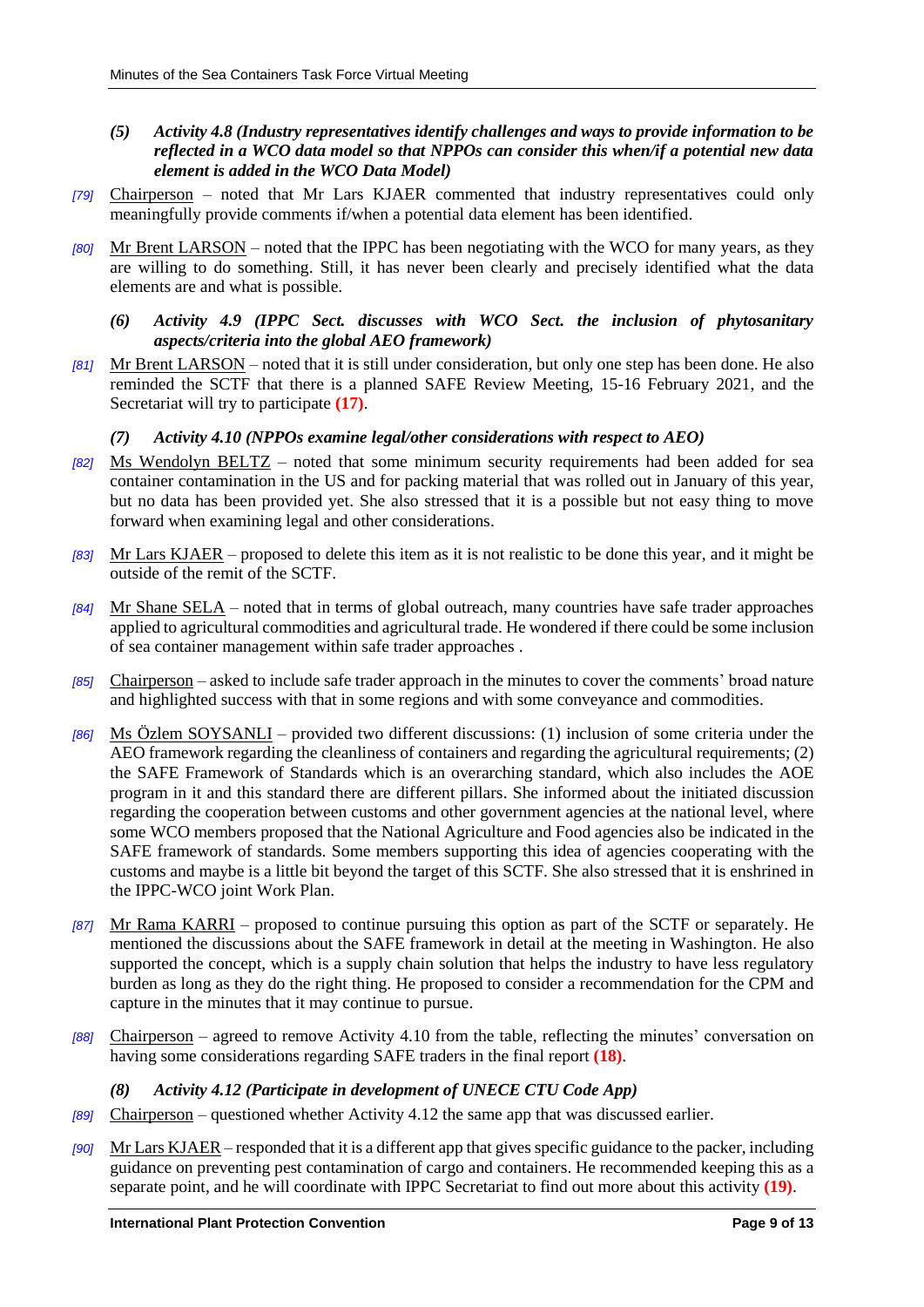*(5) Activity 4.8 (Industry representatives identify challenges and ways to provide information to be reflected in a WCO data model so that NPPOs can consider this when/if a potential new data element is added in the WCO Data Model)*

*[79]* Chairperson – noted that Mr Lars KJAER commented that industry representatives could only meaningfully provide comments if/when a potential data element has been identified.

*[80]* Mr Brent LARSON – noted that the IPPC has been negotiating with the WCO for many years, as they are willing to do something. Still, it has never been clearly and precisely identified what the data elements are and what is possible.

*(6) Activity 4.9 (IPPC Sect. discusses with WCO Sect. the inclusion of phytosanitary aspects/criteria into the global AEO framework)*

*[81]* Mr Brent LARSON – noted that it is still under consideration, but only one step has been done. He also reminded the SCTF that there is a planned SAFE Review Meeting, 15-16 February 2021, and the Secretariat will try to participate **(17)**.

*(7) Activity 4.10 (NPPOs examine legal/other considerations with respect to AEO)*

*[82]* Ms Wendolyn BELTZ – noted that some minimum security requirements had been added for sea container contamination in the US and for packing material that was rolled out in January of this year, but no data has been provided yet. She also stressed that it is a possible but not easy thing to move forward when examining legal and other considerations.

*[83]* Mr Lars KJAER – proposed to delete this item as it is not realistic to be done this year, and it might be outside of the remit of the SCTF.

*[84]* Mr Shane SELA – noted that in terms of global outreach, many countries have safe trader approaches applied to agricultural commodities and agricultural trade. He wondered if there could be some inclusion of sea container management within safe trader approaches .

*[85]* Chairperson – asked to include safe trader approach in the minutes to cover the comments' broad nature and highlighted success with that in some regions and with some conveyance and commodities.

*[86]* Ms Özlem SOYSANLI – provided two different discussions: (1) inclusion of some criteria under the AEO framework regarding the cleanliness of containers and regarding the agricultural requirements; (2) the SAFE Framework of Standards which is an overarching standard, which also includes the AOE program in it and this standard there are different pillars. She informed about the initiated discussion regarding the cooperation between customs and other government agencies at the national level, where some WCO members proposed that the National Agriculture and Food agencies also be indicated in the SAFE framework of standards. Some members supporting this idea of agencies cooperating with the customs and maybe is a little bit beyond the target of this SCTF. She also stressed that it is enshrined in the IPPC-WCO joint Work Plan.

*[87]* Mr Rama KARRI – proposed to continue pursuing this option as part of the SCTF or separately. He mentioned the discussions about the SAFE framework in detail at the meeting in Washington. He also supported the concept, which is a supply chain solution that helps the industry to have less regulatory burden as long as they do the right thing. He proposed to consider a recommendation for the CPM and capture in the minutes that it may continue to pursue.

*[88]* Chairperson – agreed to remove Activity 4.10 from the table, reflecting the minutes' conversation on having some considerations regarding SAFE traders in the final report **(18)**.

*(8) Activity 4.12 (Participate in development of UNECE CTU Code App)*

*[89]* Chairperson – questioned whether Activity 4.12 the same app that was discussed earlier.

*[90]* Mr Lars KJAER – responded that it is a different app that gives specific guidance to the packer, including guidance on preventing pest contamination of cargo and containers. He recommended keeping this as a separate point, and he will coordinate with IPPC Secretariat to find out more about this activity **(19)**.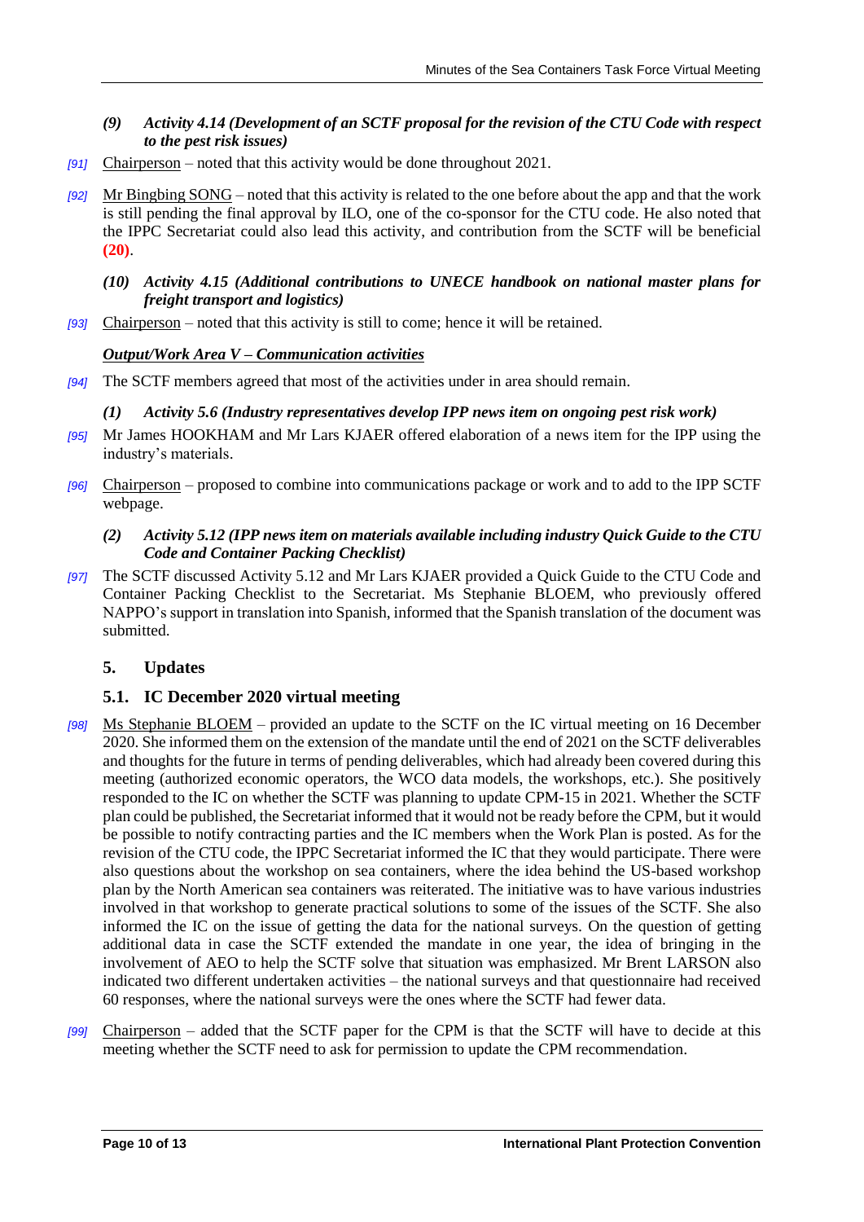*(9) Activity 4.14 (Development of an SCTF proposal for the revision of the CTU Code with respect to the pest risk issues)*

*[91]* Chairperson – noted that this activity would be done throughout 2021.

*[92]* Mr Bingbing SONG – noted that this activity is related to the one before about the app and that the work is still pending the final approval by ILO, one of the co-sponsor for the CTU code. He also noted that the IPPC Secretariat could also lead this activity, and contribution from the SCTF will be beneficial **(20)**.

*(10) Activity 4.15 (Additional contributions to UNECE handbook on national master plans for freight transport and logistics)*

*[93]* Chairperson – noted that this activity is still to come; hence it will be retained.

***Output/Work Area V – Communication activities***

*[94]* The SCTF members agreed that most of the activities under in area should remain.

*(1) Activity 5.6 (Industry representatives develop IPP news item on ongoing pest risk work)*

*[95]* Mr James HOOKHAM and Mr Lars KJAER offered elaboration of a news item for the IPP using the industry's materials.

*[96]* Chairperson – proposed to combine into communications package or work and to add to the IPP SCTF webpage.

*(2) Activity 5.12 (IPP news item on materials available including industry Quick Guide to the CTU Code and Container Packing Checklist)*

*[97]* The SCTF discussed Activity 5.12 and Mr Lars KJAER provided a Quick Guide to the CTU Code and Container Packing Checklist to the Secretariat. Ms Stephanie BLOEM, who previously offered NAPPO's support in translation into Spanish, informed that the Spanish translation of the document was submitted.

## 5. Updates

### 5.1. IC December 2020 virtual meeting

*[98]* Ms Stephanie BLOEM – provided an update to the SCTF on the IC virtual meeting on 16 December 2020. She informed them on the extension of the mandate until the end of 2021 on the SCTF deliverables and thoughts for the future in terms of pending deliverables, which had already been covered during this meeting (authorized economic operators, the WCO data models, the workshops, etc.). She positively responded to the IC on whether the SCTF was planning to update CPM-15 in 2021. Whether the SCTF plan could be published, the Secretariat informed that it would not be ready before the CPM, but it would be possible to notify contracting parties and the IC members when the Work Plan is posted. As for the revision of the CTU code, the IPPC Secretariat informed the IC that they would participate. There were also questions about the workshop on sea containers, where the idea behind the US-based workshop plan by the North American sea containers was reiterated. The initiative was to have various industries involved in that workshop to generate practical solutions to some of the issues of the SCTF. She also informed the IC on the issue of getting the data for the national surveys. On the question of getting additional data in case the SCTF extended the mandate in one year, the idea of bringing in the involvement of AEO to help the SCTF solve that situation was emphasized. Mr Brent LARSON also indicated two different undertaken activities – the national surveys and that questionnaire had received 60 responses, where the national surveys were the ones where the SCTF had fewer data.

*[99]* Chairperson – added that the SCTF paper for the CPM is that the SCTF will have to decide at this meeting whether the SCTF need to ask for permission to update the CPM recommendation.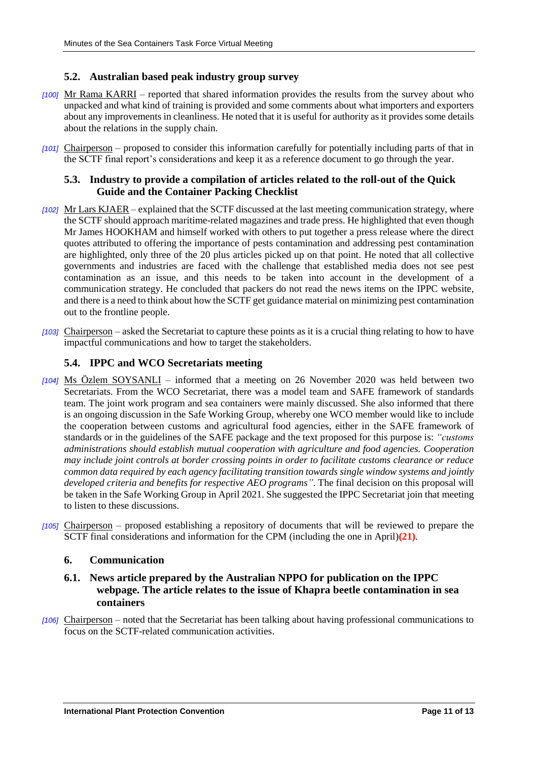### 5.2. Australian based peak industry group survey

*[100]* Mr Rama KARRI – reported that shared information provides the results from the survey about who unpacked and what kind of training is provided and some comments about what importers and exporters about any improvements in cleanliness. He noted that it is useful for authority as it provides some details about the relations in the supply chain.

*[101]* Chairperson – proposed to consider this information carefully for potentially including parts of that in the SCTF final report's considerations and keep it as a reference document to go through the year.

### 5.3. Industry to provide a compilation of articles related to the roll-out of the Quick Guide and the Container Packing Checklist

*[102]* Mr Lars KJAER – explained that the SCTF discussed at the last meeting communication strategy, where the SCTF should approach maritime-related magazines and trade press. He highlighted that even though Mr James HOOKHAM and himself worked with others to put together a press release where the direct quotes attributed to offering the importance of pests contamination and addressing pest contamination are highlighted, only three of the 20 plus articles picked up on that point. He noted that all collective governments and industries are faced with the challenge that established media does not see pest contamination as an issue, and this needs to be taken into account in the development of a communication strategy. He concluded that packers do not read the news items on the IPPC website, and there is a need to think about how the SCTF get guidance material on minimizing pest contamination out to the frontline people.

*[103]* Chairperson – asked the Secretariat to capture these points as it is a crucial thing relating to how to have impactful communications and how to target the stakeholders.

### 5.4. IPPC and WCO Secretariats meeting

*[104]* Ms Özlem SOYSANLI – informed that a meeting on 26 November 2020 was held between two Secretariats. From the WCO Secretariat, there was a model team and SAFE framework of standards team. The joint work program and sea containers were mainly discussed. She also informed that there is an ongoing discussion in the Safe Working Group, whereby one WCO member would like to include the cooperation between customs and agricultural food agencies, either in the SAFE framework of standards or in the guidelines of the SAFE package and the text proposed for this purpose is: *"customs administrations should establish mutual cooperation with agriculture and food agencies. Cooperation may include joint controls at border crossing points in order to facilitate customs clearance or reduce common data required by each agency facilitating transition towards single window systems and jointly developed criteria and benefits for respective AEO programs"*. The final decision on this proposal will be taken in the Safe Working Group in April 2021. She suggested the IPPC Secretariat join that meeting to listen to these discussions.

*[105]* Chairperson – proposed establishing a repository of documents that will be reviewed to prepare the SCTF final considerations and information for the CPM (including the one in April)**(21)**.

## 6. Communication

### 6.1. News article prepared by the Australian NPPO for publication on the IPPC webpage. The article relates to the issue of Khapra beetle contamination in sea containers

*[106]* Chairperson – noted that the Secretariat has been talking about having professional communications to focus on the SCTF-related communication activities.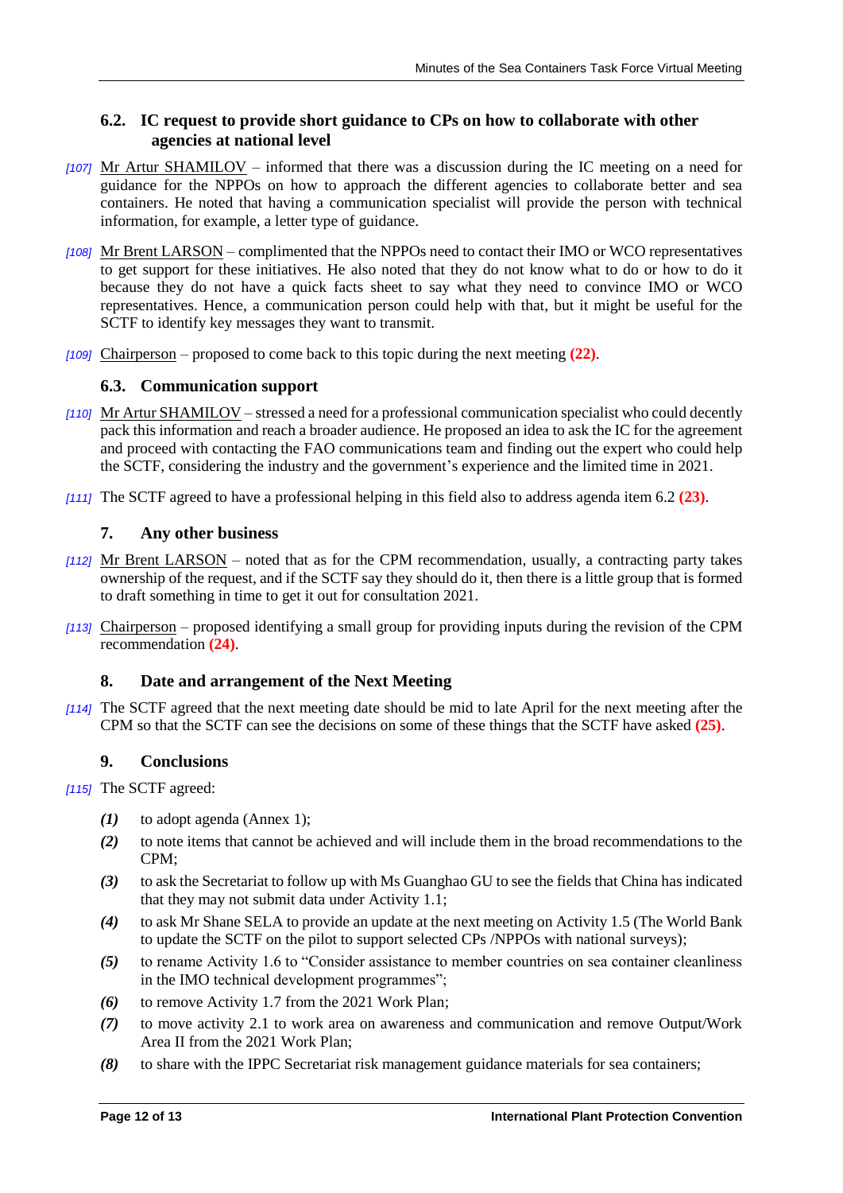### 6.2. IC request to provide short guidance to CPs on how to collaborate with other agencies at national level

*[107]* Mr Artur SHAMILOV – informed that there was a discussion during the IC meeting on a need for guidance for the NPPOs on how to approach the different agencies to collaborate better and sea containers. He noted that having a communication specialist will provide the person with technical information, for example, a letter type of guidance.

*[108]* Mr Brent LARSON – complimented that the NPPOs need to contact their IMO or WCO representatives to get support for these initiatives. He also noted that they do not know what to do or how to do it because they do not have a quick facts sheet to say what they need to convince IMO or WCO representatives. Hence, a communication person could help with that, but it might be useful for the SCTF to identify key messages they want to transmit.

*[109]* Chairperson – proposed to come back to this topic during the next meeting **(22)**.

### 6.3. Communication support

*[110]* Mr Artur SHAMILOV – stressed a need for a professional communication specialist who could decently pack this information and reach a broader audience. He proposed an idea to ask the IC for the agreement and proceed with contacting the FAO communications team and finding out the expert who could help the SCTF, considering the industry and the government's experience and the limited time in 2021.

*[111]* The SCTF agreed to have a professional helping in this field also to address agenda item 6.2 **(23)**.

## 7. Any other business

*[112]* Mr Brent LARSON – noted that as for the CPM recommendation, usually, a contracting party takes ownership of the request, and if the SCTF say they should do it, then there is a little group that is formed to draft something in time to get it out for consultation 2021.

*[113]* Chairperson – proposed identifying a small group for providing inputs during the revision of the CPM recommendation **(24)**.

## 8. Date and arrangement of the Next Meeting

*[114]* The SCTF agreed that the next meeting date should be mid to late April for the next meeting after the CPM so that the SCTF can see the decisions on some of these things that the SCTF have asked **(25)**.

## 9. Conclusions

*[115]* The SCTF agreed:

***(1)*** to adopt agenda (Annex 1);

***(2)*** to note items that cannot be achieved and will include them in the broad recommendations to the CPM;

***(3)*** to ask the Secretariat to follow up with Ms Guanghao GU to see the fields that China has indicated that they may not submit data under Activity 1.1;

***(4)*** to ask Mr Shane SELA to provide an update at the next meeting on Activity 1.5 (The World Bank to update the SCTF on the pilot to support selected CPs /NPPOs with national surveys);

***(5)*** to rename Activity 1.6 to "Consider assistance to member countries on sea container cleanliness in the IMO technical development programmes";

***(6)*** to remove Activity 1.7 from the 2021 Work Plan;

***(7)*** to move activity 2.1 to work area on awareness and communication and remove Output/Work Area II from the 2021 Work Plan;

***(8)*** to share with the IPPC Secretariat risk management guidance materials for sea containers;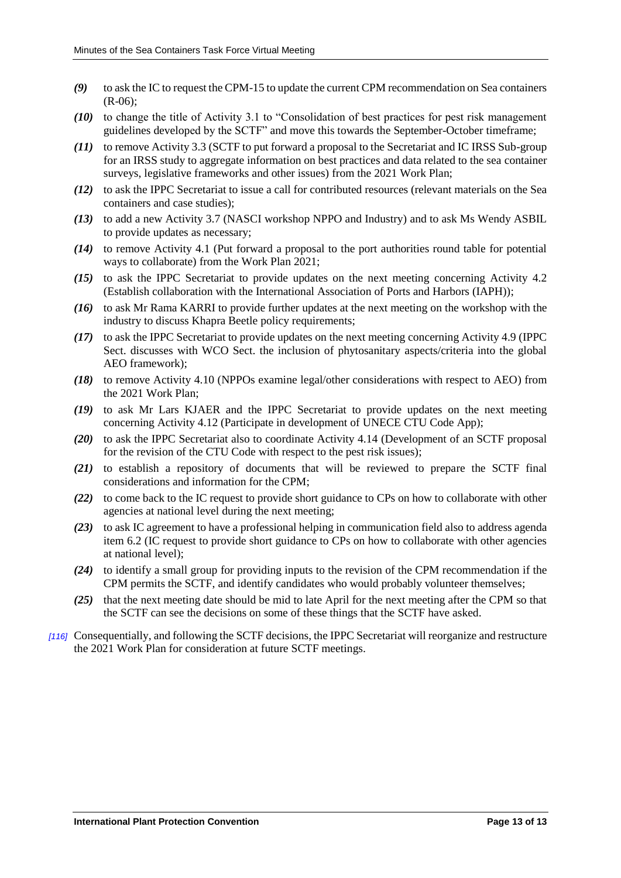*(9)* to ask the IC to request the CPM-15 to update the current CPM recommendation on Sea containers (R-06);

*(10)* to change the title of Activity 3.1 to "Consolidation of best practices for pest risk management guidelines developed by the SCTF" and move this towards the September-October timeframe;

*(11)* to remove Activity 3.3 (SCTF to put forward a proposal to the Secretariat and IC IRSS Sub-group for an IRSS study to aggregate information on best practices and data related to the sea container surveys, legislative frameworks and other issues) from the 2021 Work Plan;

*(12)* to ask the IPPC Secretariat to issue a call for contributed resources (relevant materials on the Sea containers and case studies);

*(13)* to add a new Activity 3.7 (NASCI workshop NPPO and Industry) and to ask Ms Wendy ASBIL to provide updates as necessary;

*(14)* to remove Activity 4.1 (Put forward a proposal to the port authorities round table for potential ways to collaborate) from the Work Plan 2021;

*(15)* to ask the IPPC Secretariat to provide updates on the next meeting concerning Activity 4.2 (Establish collaboration with the International Association of Ports and Harbors (IAPH));

*(16)* to ask Mr Rama KARRI to provide further updates at the next meeting on the workshop with the industry to discuss Khapra Beetle policy requirements;

*(17)* to ask the IPPC Secretariat to provide updates on the next meeting concerning Activity 4.9 (IPPC Sect. discusses with WCO Sect. the inclusion of phytosanitary aspects/criteria into the global AEO framework);

*(18)* to remove Activity 4.10 (NPPOs examine legal/other considerations with respect to AEO) from the 2021 Work Plan;

*(19)* to ask Mr Lars KJAER and the IPPC Secretariat to provide updates on the next meeting concerning Activity 4.12 (Participate in development of UNECE CTU Code App);

*(20)* to ask the IPPC Secretariat also to coordinate Activity 4.14 (Development of an SCTF proposal for the revision of the CTU Code with respect to the pest risk issues);

*(21)* to establish a repository of documents that will be reviewed to prepare the SCTF final considerations and information for the CPM;

*(22)* to come back to the IC request to provide short guidance to CPs on how to collaborate with other agencies at national level during the next meeting;

*(23)* to ask IC agreement to have a professional helping in communication field also to address agenda item 6.2 (IC request to provide short guidance to CPs on how to collaborate with other agencies at national level);

*(24)* to identify a small group for providing inputs to the revision of the CPM recommendation if the CPM permits the SCTF, and identify candidates who would probably volunteer themselves;

*(25)* that the next meeting date should be mid to late April for the next meeting after the CPM so that the SCTF can see the decisions on some of these things that the SCTF have asked.

*[116]* Consequentially, and following the SCTF decisions, the IPPC Secretariat will reorganize and restructure the 2021 Work Plan for consideration at future SCTF meetings.